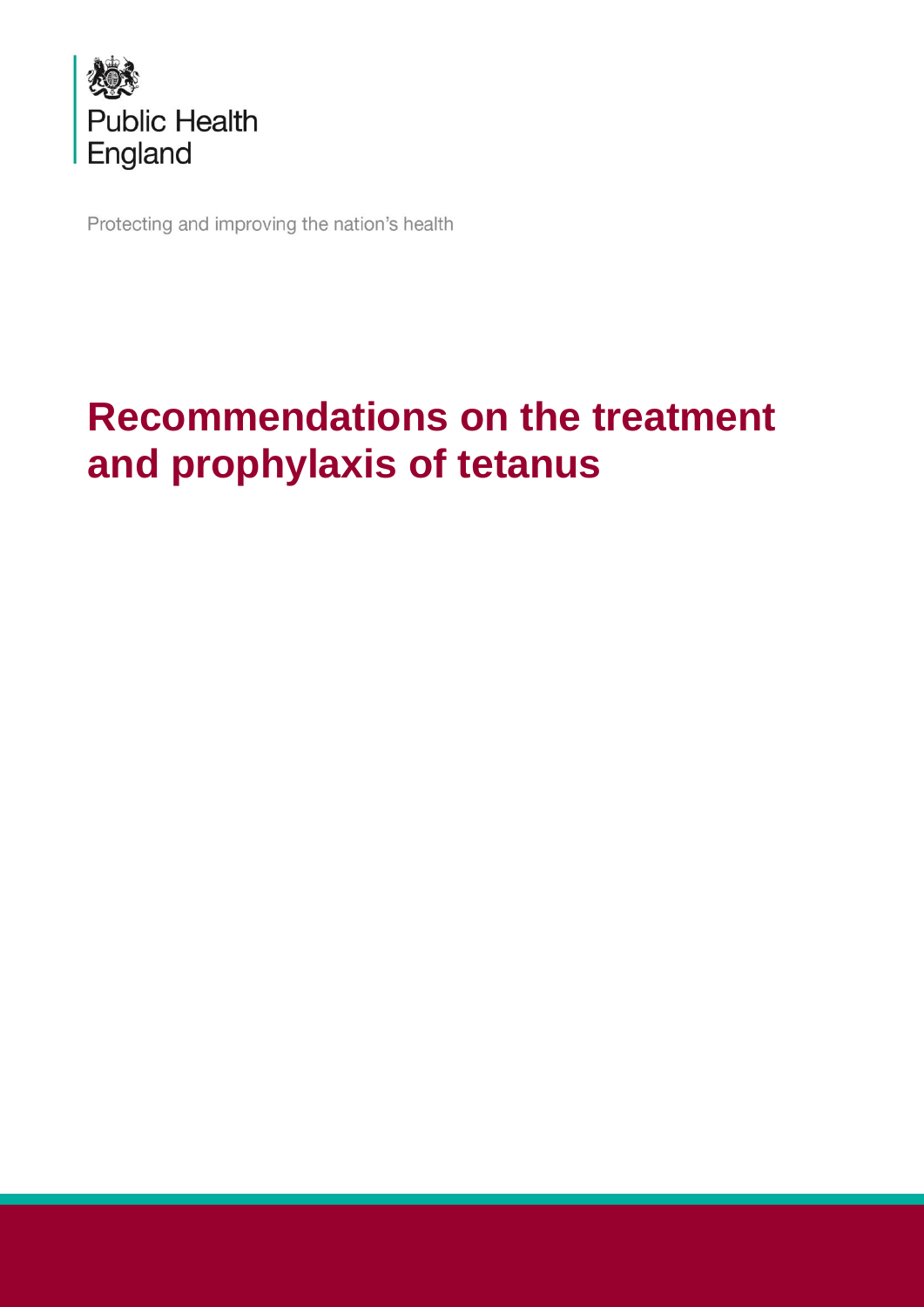Public Health England

Protecting and improving the nation's health

# Recommendations on the treatment and prophylaxis of tetanus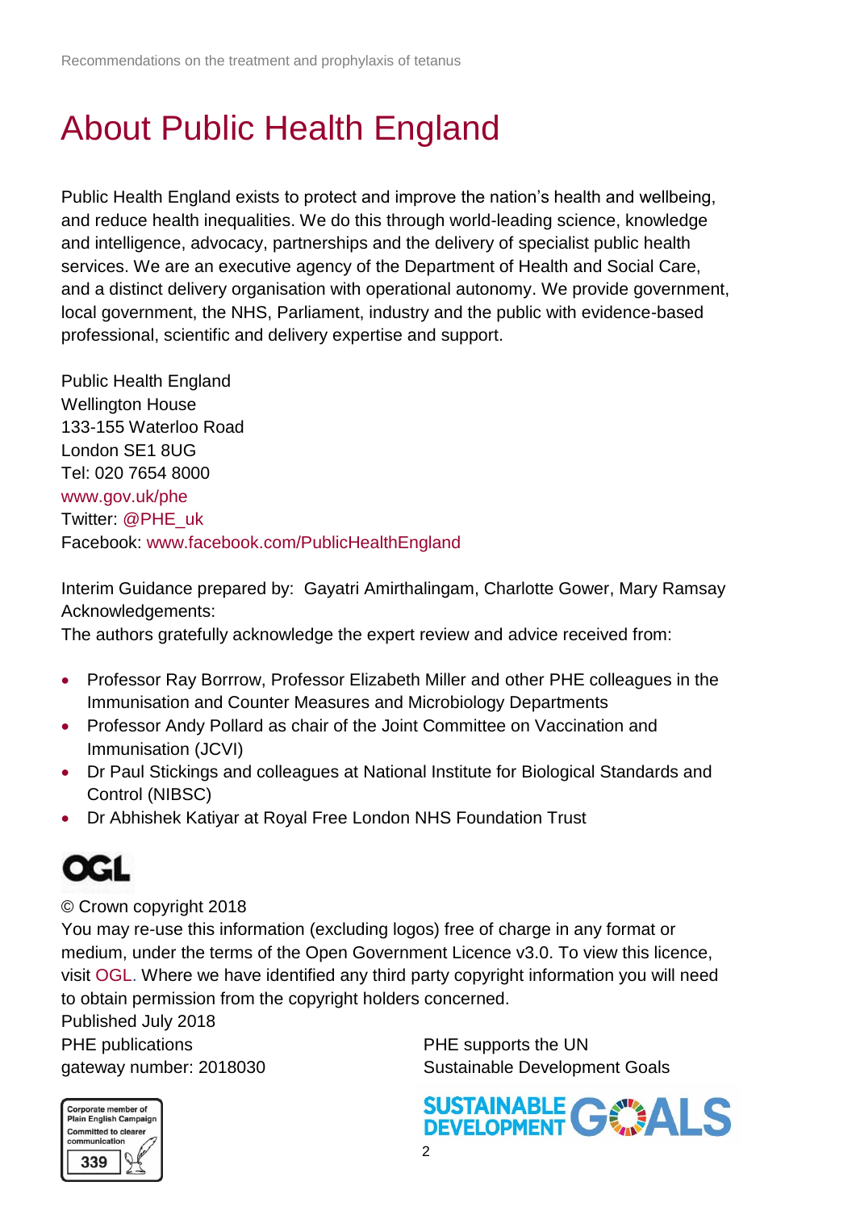# About Public Health England

Public Health England exists to protect and improve the nation's health and wellbeing, and reduce health inequalities. We do this through world-leading science, knowledge and intelligence, advocacy, partnerships and the delivery of specialist public health services. We are an executive agency of the Department of Health and Social Care, and a distinct delivery organisation with operational autonomy. We provide government, local government, the NHS, Parliament, industry and the public with evidence-based professional, scientific and delivery expertise and support.

Public Health England
Wellington House
133-155 Waterloo Road
London SE1 8UG
Tel: 020 7654 8000
www.gov.uk/phe
Twitter: @PHE_uk
Facebook: www.facebook.com/PublicHealthEngland

Interim Guidance prepared by: Gayatri Amirthalingam, Charlotte Gower, Mary Ramsay
Acknowledgements:
The authors gratefully acknowledge the expert review and advice received from:

- Professor Ray Borrrow, Professor Elizabeth Miller and other PHE colleagues in the Immunisation and Counter Measures and Microbiology Departments
- Professor Andy Pollard as chair of the Joint Committee on Vaccination and Immunisation (JCVI)
- Dr Paul Stickings and colleagues at National Institute for Biological Standards and Control (NIBSC)
- Dr Abhishek Katiyar at Royal Free London NHS Foundation Trust

© Crown copyright 2018
You may re-use this information (excluding logos) free of charge in any format or medium, under the terms of the Open Government Licence v3.0. To view this licence, visit OGL. Where we have identified any third party copyright information you will need to obtain permission from the copyright holders concerned.
Published July 2018
PHE publications
gateway number: 2018030

PHE supports the UN
Sustainable Development Goals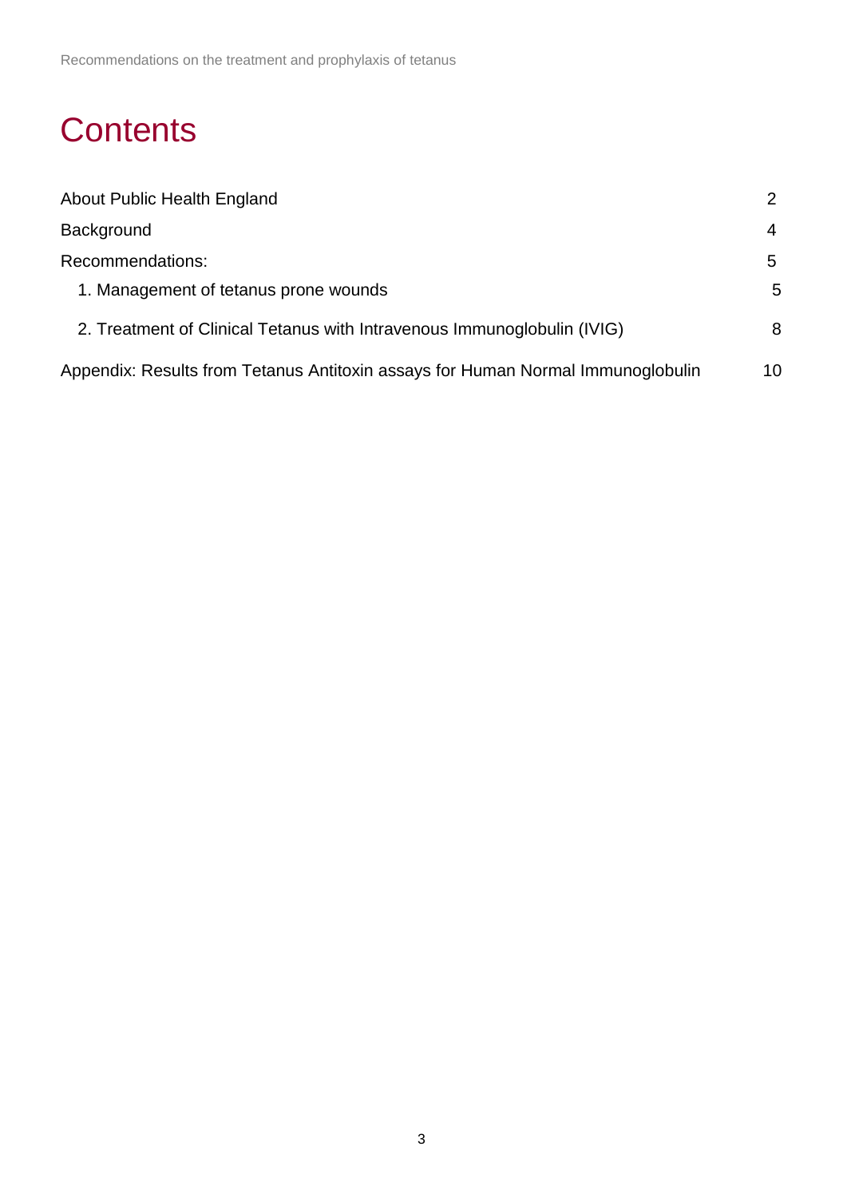# Contents

About Public Health England 2

Background 4

Recommendations: 5

- 1. Management of tetanus prone wounds 5
- 2. Treatment of Clinical Tetanus with Intravenous Immunoglobulin (IVIG) 8

Appendix: Results from Tetanus Antitoxin assays for Human Normal Immunoglobulin 10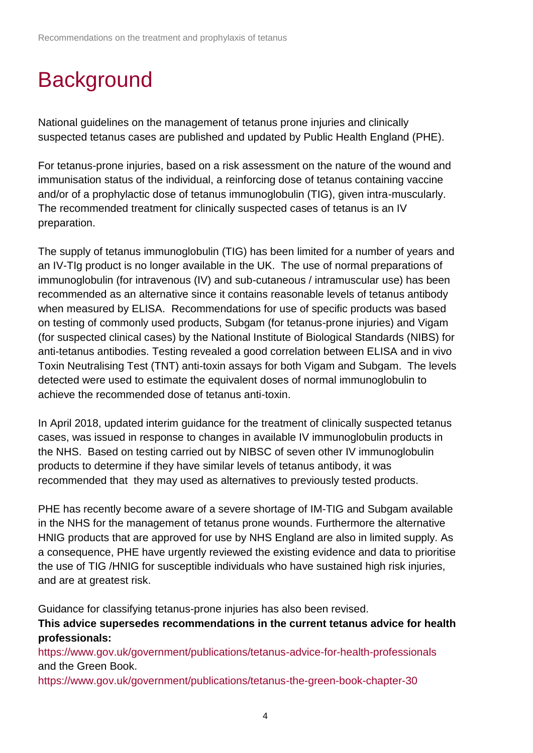# Background

National guidelines on the management of tetanus prone injuries and clinically suspected tetanus cases are published and updated by Public Health England (PHE).

For tetanus-prone injuries, based on a risk assessment on the nature of the wound and immunisation status of the individual, a reinforcing dose of tetanus containing vaccine and/or of a prophylactic dose of tetanus immunoglobulin (TIG), given intra-muscularly. The recommended treatment for clinically suspected cases of tetanus is an IV preparation.

The supply of tetanus immunoglobulin (TIG) has been limited for a number of years and an IV-TIg product is no longer available in the UK. The use of normal preparations of immunoglobulin (for intravenous (IV) and sub-cutaneous / intramuscular use) has been recommended as an alternative since it contains reasonable levels of tetanus antibody when measured by ELISA. Recommendations for use of specific products was based on testing of commonly used products, Subgam (for tetanus-prone injuries) and Vigam (for suspected clinical cases) by the National Institute of Biological Standards (NIBS) for anti-tetanus antibodies. Testing revealed a good correlation between ELISA and in vivo Toxin Neutralising Test (TNT) anti-toxin assays for both Vigam and Subgam. The levels detected were used to estimate the equivalent doses of normal immunoglobulin to achieve the recommended dose of tetanus anti-toxin.

In April 2018, updated interim guidance for the treatment of clinically suspected tetanus cases, was issued in response to changes in available IV immunoglobulin products in the NHS. Based on testing carried out by NIBSC of seven other IV immunoglobulin products to determine if they have similar levels of tetanus antibody, it was recommended that they used as alternatives to previously tested products.

PHE has recently become aware of a severe shortage of IM-TIG and Subgam available in the NHS for the management of tetanus prone wounds. Furthermore the alternative HNIG products that are approved for use by NHS England are also in limited supply. As a consequence, PHE have urgently reviewed the existing evidence and data to prioritise the use of TIG /HNIG for susceptible individuals who have sustained high risk injuries, and are at greatest risk.

Guidance for classifying tetanus-prone injuries has also been revised.
**This advice supersedes recommendations in the current tetanus advice for health professionals:**
https://www.gov.uk/government/publications/tetanus-advice-for-health-professionals
and the Green Book.
https://www.gov.uk/government/publications/tetanus-the-green-book-chapter-30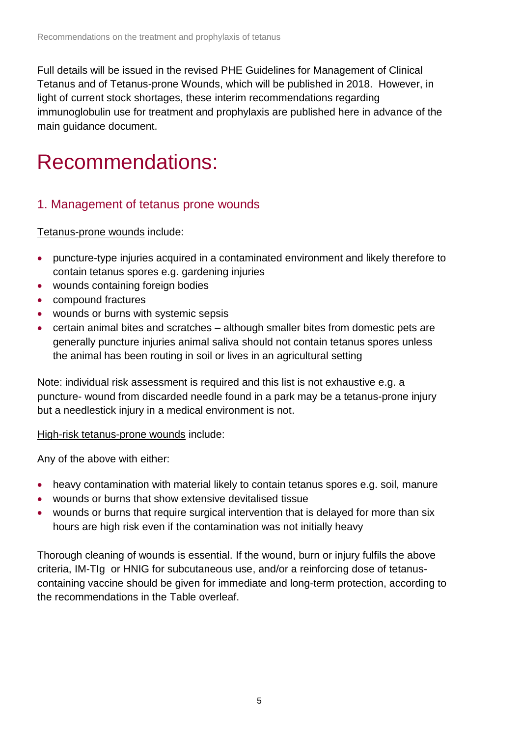Full details will be issued in the revised PHE Guidelines for Management of Clinical Tetanus and of Tetanus-prone Wounds, which will be published in 2018. However, in light of current stock shortages, these interim recommendations regarding immunoglobulin use for treatment and prophylaxis are published here in advance of the main guidance document.

# Recommendations:

## 1. Management of tetanus prone wounds

Tetanus-prone wounds include:

- puncture-type injuries acquired in a contaminated environment and likely therefore to contain tetanus spores e.g. gardening injuries
- wounds containing foreign bodies
- compound fractures
- wounds or burns with systemic sepsis
- certain animal bites and scratches – although smaller bites from domestic pets are generally puncture injuries animal saliva should not contain tetanus spores unless the animal has been routing in soil or lives in an agricultural setting

Note: individual risk assessment is required and this list is not exhaustive e.g. a puncture- wound from discarded needle found in a park may be a tetanus-prone injury but a needlestick injury in a medical environment is not.

High-risk tetanus-prone wounds include:

Any of the above with either:

- heavy contamination with material likely to contain tetanus spores e.g. soil, manure
- wounds or burns that show extensive devitalised tissue
- wounds or burns that require surgical intervention that is delayed for more than six hours are high risk even if the contamination was not initially heavy

Thorough cleaning of wounds is essential. If the wound, burn or injury fulfils the above criteria, IM-TIg or HNIG for subcutaneous use, and/or a reinforcing dose of tetanus-containing vaccine should be given for immediate and long-term protection, according to the recommendations in the Table overleaf.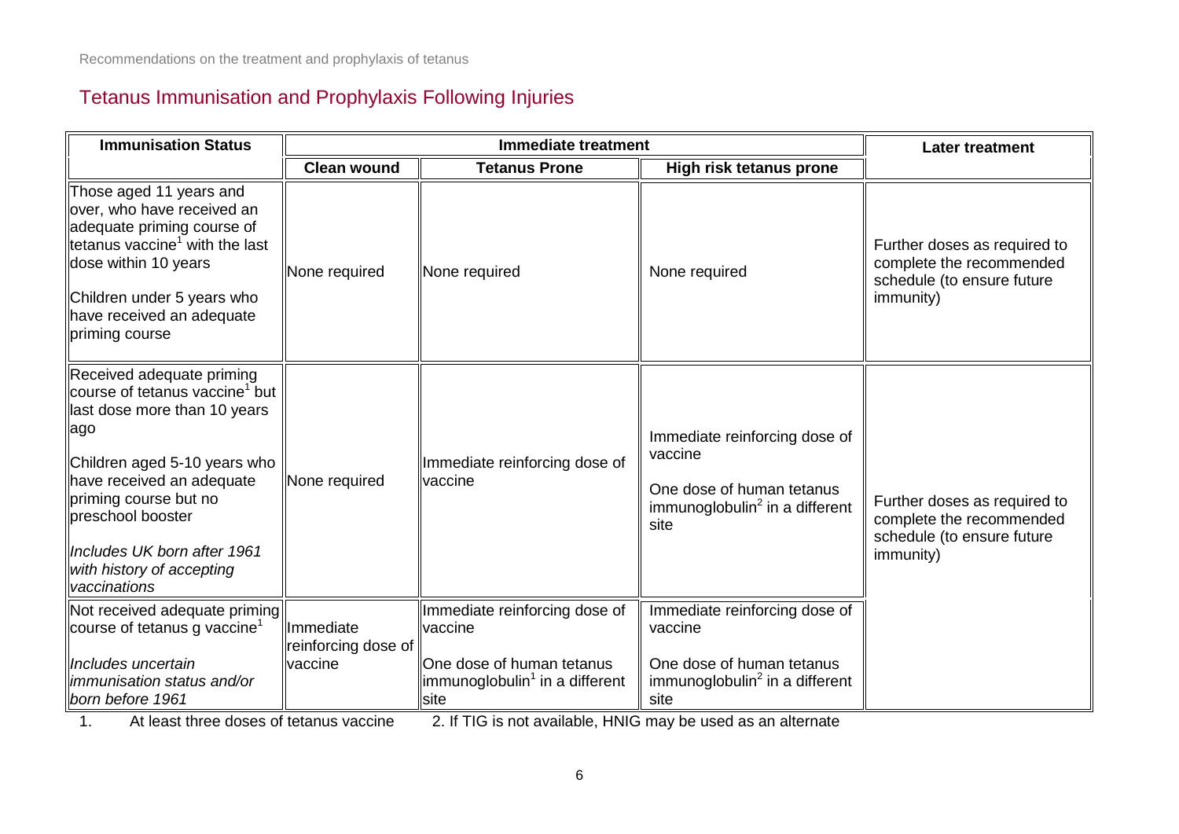## Tetanus Immunisation and Prophylaxis Following Injuries

| Immunisation Status | Immediate treatment | | | Later treatment |
|---|---|---|---|---|
| | **Clean wound** | **Tetanus Prone** | **High risk tetanus prone** | |
| Those aged 11 years and over, who have received an adequate priming course of tetanus vaccine[1] with the last dose within 10 years<br><br>Children under 5 years who have received an adequate priming course | None required | None required | None required | Further doses as required to complete the recommended schedule (to ensure future immunity) |
| Received adequate priming course of tetanus vaccine[1] but last dose more than 10 years ago<br><br>Children aged 5-10 years who have received an adequate priming course but no preschool booster<br><br>*Includes UK born after 1961 with history of accepting vaccinations* | None required | Immediate reinforcing dose of vaccine | Immediate reinforcing dose of vaccine<br><br>One dose of human tetanus immunoglobulin[2] in a different site | Further doses as required to complete the recommended schedule (to ensure future immunity) |
| Not received adequate priming course of tetanus g vaccine[1]<br><br>*Includes uncertain immunisation status and/or born before 1961* | Immediate reinforcing dose of vaccine | Immediate reinforcing dose of vaccine<br><br>One dose of human tetanus immunoglobulin[1] in a different site | Immediate reinforcing dose of vaccine<br><br>One dose of human tetanus immunoglobulin[2] in a different site | |

1. At least three doses of tetanus vaccine
2. If TIG is not available, HNIG may be used as an alternate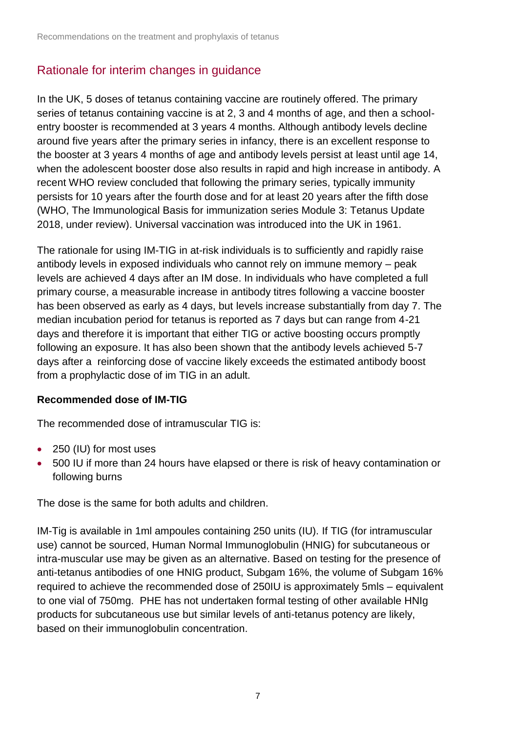## Rationale for interim changes in guidance

In the UK, 5 doses of tetanus containing vaccine are routinely offered. The primary series of tetanus containing vaccine is at 2, 3 and 4 months of age, and then a school-entry booster is recommended at 3 years 4 months. Although antibody levels decline around five years after the primary series in infancy, there is an excellent response to the booster at 3 years 4 months of age and antibody levels persist at least until age 14, when the adolescent booster dose also results in rapid and high increase in antibody. A recent WHO review concluded that following the primary series, typically immunity persists for 10 years after the fourth dose and for at least 20 years after the fifth dose (WHO, The Immunological Basis for immunization series Module 3: Tetanus Update 2018, under review). Universal vaccination was introduced into the UK in 1961.

The rationale for using IM-TIG in at-risk individuals is to sufficiently and rapidly raise antibody levels in exposed individuals who cannot rely on immune memory – peak levels are achieved 4 days after an IM dose. In individuals who have completed a full primary course, a measurable increase in antibody titres following a vaccine booster has been observed as early as 4 days, but levels increase substantially from day 7. The median incubation period for tetanus is reported as 7 days but can range from 4-21 days and therefore it is important that either TIG or active boosting occurs promptly following an exposure. It has also been shown that the antibody levels achieved 5-7 days after a reinforcing dose of vaccine likely exceeds the estimated antibody boost from a prophylactic dose of im TIG in an adult.

**Recommended dose of IM-TIG**

The recommended dose of intramuscular TIG is:

- 250 (IU) for most uses
- 500 IU if more than 24 hours have elapsed or there is risk of heavy contamination or following burns

The dose is the same for both adults and children.

IM-Tig is available in 1ml ampoules containing 250 units (IU). If TIG (for intramuscular use) cannot be sourced, Human Normal Immunoglobulin (HNIG) for subcutaneous or intra-muscular use may be given as an alternative. Based on testing for the presence of anti-tetanus antibodies of one HNIG product, Subgam 16%, the volume of Subgam 16% required to achieve the recommended dose of 250IU is approximately 5mls – equivalent to one vial of 750mg. PHE has not undertaken formal testing of other available HNIg products for subcutaneous use but similar levels of anti-tetanus potency are likely, based on their immunoglobulin concentration.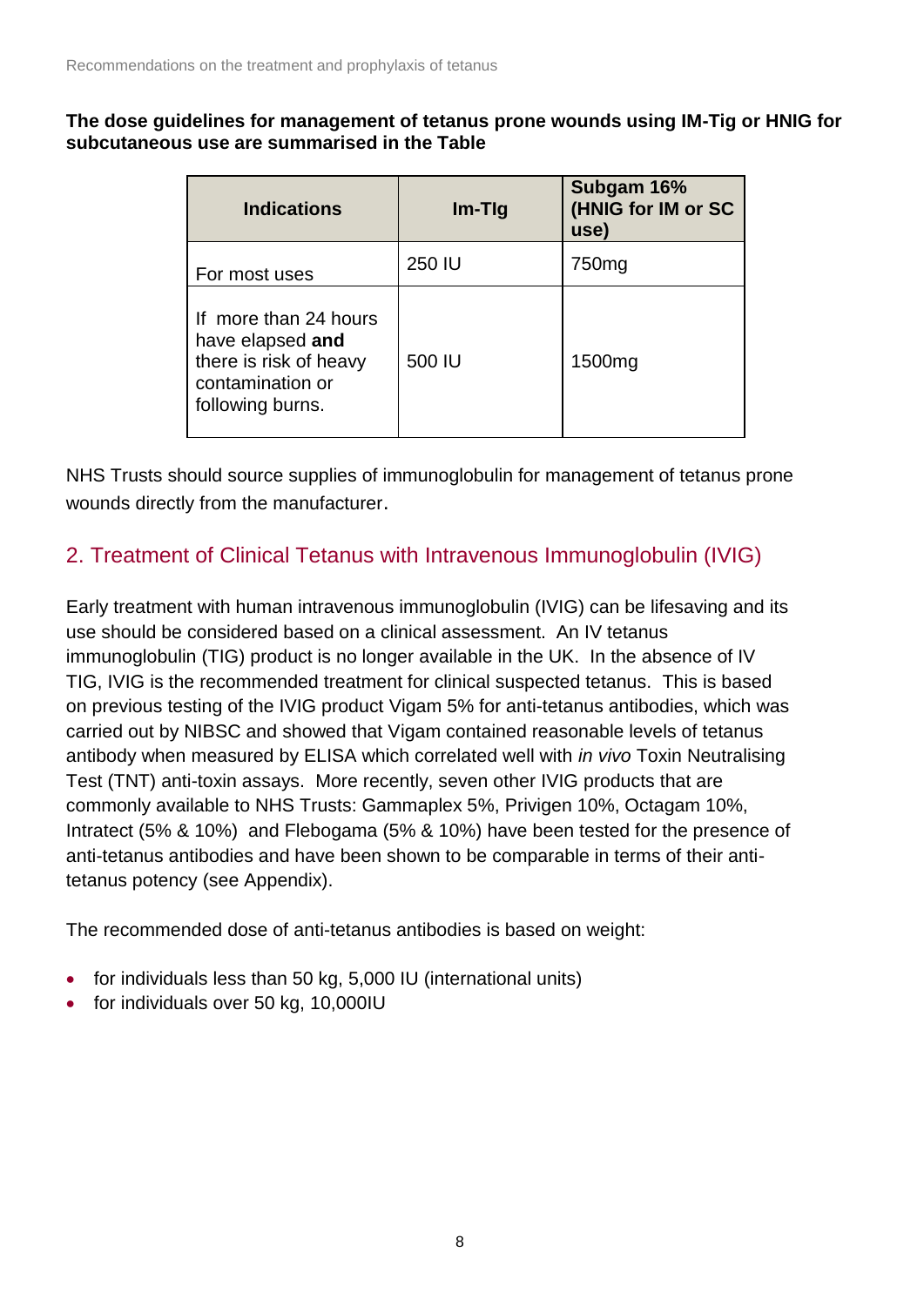**The dose guidelines for management of tetanus prone wounds using IM-Tig or HNIG for subcutaneous use are summarised in the Table**

| Indications | Im-TIg | Subgam 16% (HNIG for IM or SC use) |
|---|---|---|
| For most uses | 250 IU | 750mg |
| If more than 24 hours have elapsed **and** there is risk of heavy contamination or following burns. | 500 IU | 1500mg |

NHS Trusts should source supplies of immunoglobulin for management of tetanus prone wounds directly from the manufacturer.

## 2. Treatment of Clinical Tetanus with Intravenous Immunoglobulin (IVIG)

Early treatment with human intravenous immunoglobulin (IVIG) can be lifesaving and its use should be considered based on a clinical assessment. An IV tetanus immunoglobulin (TIG) product is no longer available in the UK. In the absence of IV TIG, IVIG is the recommended treatment for clinical suspected tetanus. This is based on previous testing of the IVIG product Vigam 5% for anti-tetanus antibodies, which was carried out by NIBSC and showed that Vigam contained reasonable levels of tetanus antibody when measured by ELISA which correlated well with *in vivo* Toxin Neutralising Test (TNT) anti-toxin assays. More recently, seven other IVIG products that are commonly available to NHS Trusts: Gammaplex 5%, Privigen 10%, Octagam 10%, Intratect (5% & 10%) and Flebogama (5% & 10%) have been tested for the presence of anti-tetanus antibodies and have been shown to be comparable in terms of their anti-tetanus potency (see Appendix).

The recommended dose of anti-tetanus antibodies is based on weight:

- for individuals less than 50 kg, 5,000 IU (international units)
- for individuals over 50 kg, 10,000IU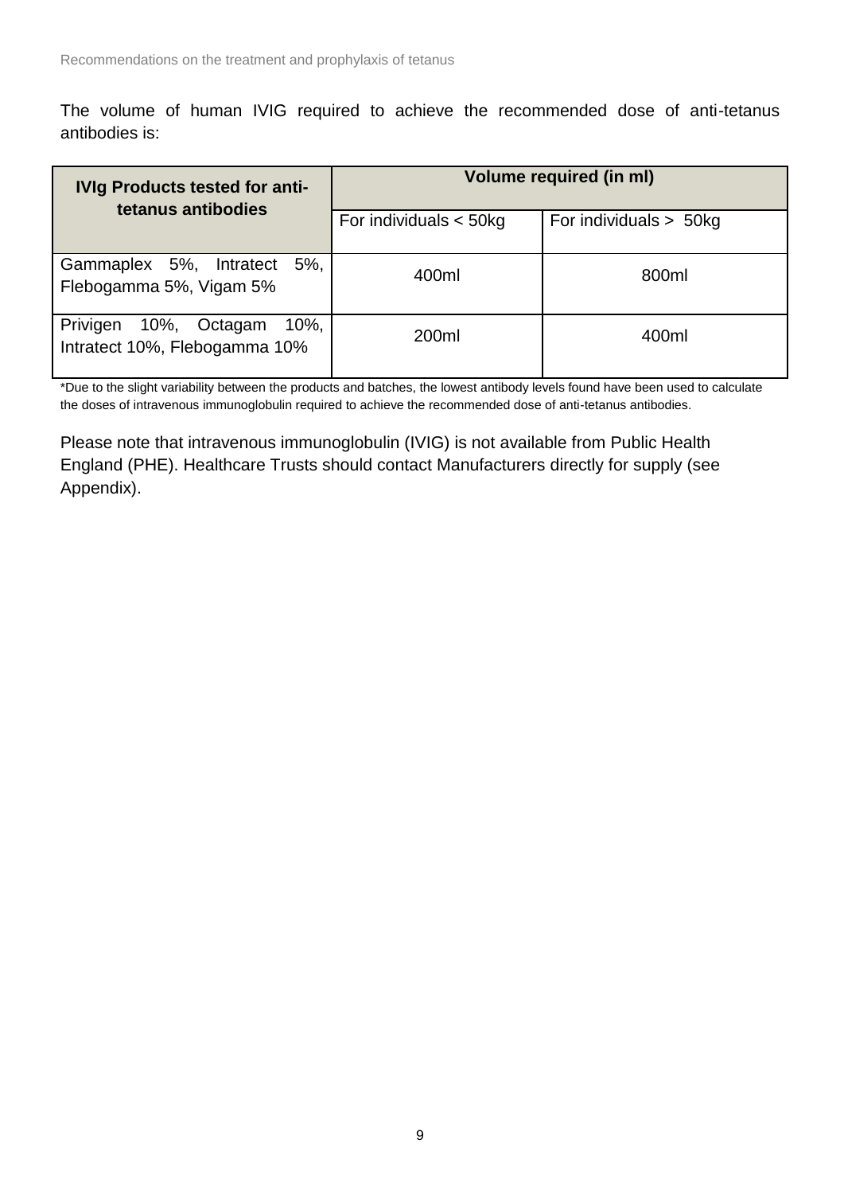The volume of human IVIG required to achieve the recommended dose of anti-tetanus antibodies is:

| IVIg Products tested for anti-tetanus antibodies | Volume required (in ml) | |
|---|---|---|
| | For individuals < 50kg | For individuals > 50kg |
| Gammaplex 5%, Intratect 5%, Flebogamma 5%, Vigam 5% | 400ml | 800ml |
| Privigen 10%, Octagam 10%, Intratect 10%, Flebogamma 10% | 200ml | 400ml |

*Due to the slight variability between the products and batches, the lowest antibody levels found have been used to calculate the doses of intravenous immunoglobulin required to achieve the recommended dose of anti-tetanus antibodies.

Please note that intravenous immunoglobulin (IVIG) is not available from Public Health England (PHE). Healthcare Trusts should contact Manufacturers directly for supply (see Appendix).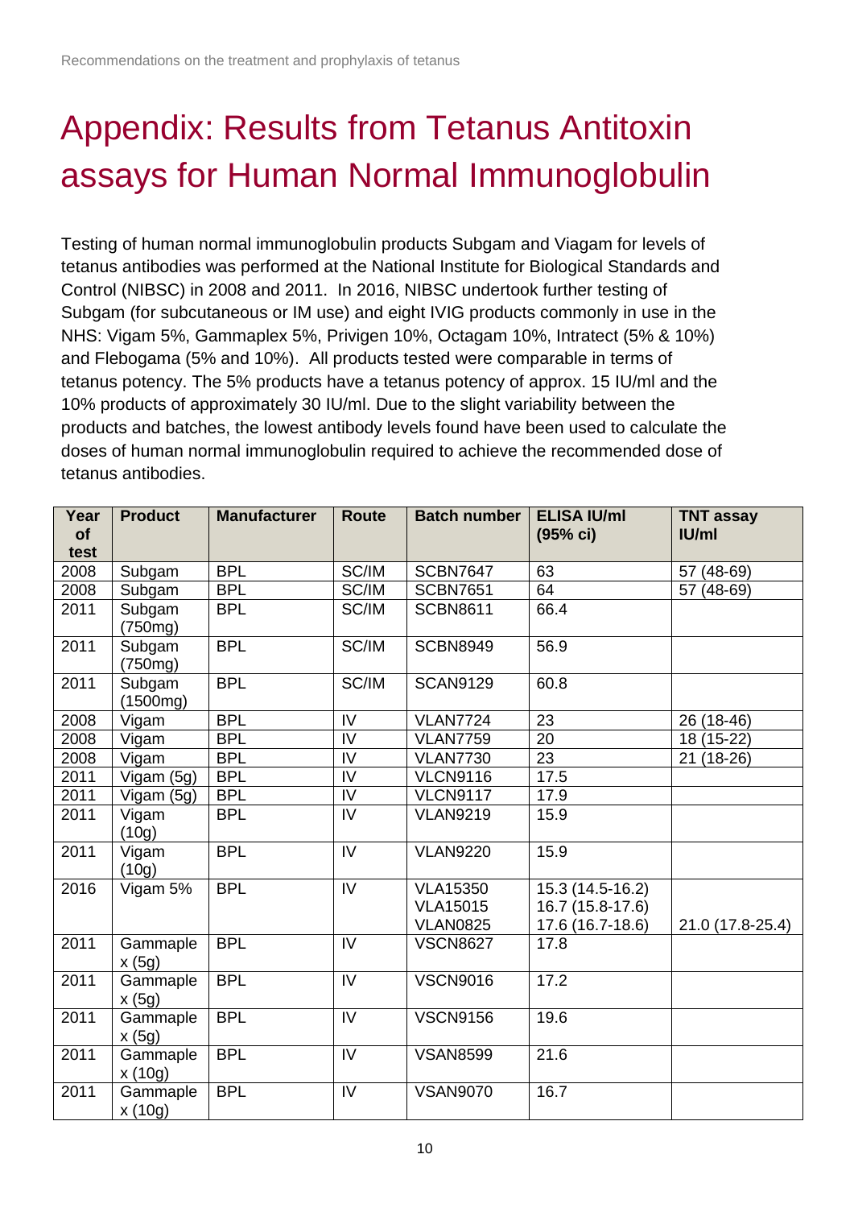# Appendix: Results from Tetanus Antitoxin assays for Human Normal Immunoglobulin

Testing of human normal immunoglobulin products Subgam and Viagam for levels of tetanus antibodies was performed at the National Institute for Biological Standards and Control (NIBSC) in 2008 and 2011. In 2016, NIBSC undertook further testing of Subgam (for subcutaneous or IM use) and eight IVIG products commonly in use in the NHS: Vigam 5%, Gammaplex 5%, Privigen 10%, Octagam 10%, Intratect (5% & 10%) and Flebogama (5% and 10%). All products tested were comparable in terms of tetanus potency. The 5% products have a tetanus potency of approx. 15 IU/ml and the 10% products of approximately 30 IU/ml. Due to the slight variability between the products and batches, the lowest antibody levels found have been used to calculate the doses of human normal immunoglobulin required to achieve the recommended dose of tetanus antibodies.

| Year of test | Product | Manufacturer | Route | Batch number | ELISA IU/ml (95% ci) | TNT assay IU/ml |
|---|---|---|---|---|---|---|
| 2008 | Subgam | BPL | SC/IM | SCBN7647 | 63 | 57 (48-69) |
| 2008 | Subgam | BPL | SC/IM | SCBN7651 | 64 | 57 (48-69) |
| 2011 | Subgam (750mg) | BPL | SC/IM | SCBN8611 | 66.4 | |
| 2011 | Subgam (750mg) | BPL | SC/IM | SCBN8949 | 56.9 | |
| 2011 | Subgam (1500mg) | BPL | SC/IM | SCAN9129 | 60.8 | |
| 2008 | Vigam | BPL | IV | VLAN7724 | 23 | 26 (18-46) |
| 2008 | Vigam | BPL | IV | VLAN7759 | 20 | 18 (15-22) |
| 2008 | Vigam | BPL | IV | VLAN7730 | 23 | 21 (18-26) |
| 2011 | Vigam (5g) | BPL | IV | VLCN9116 | 17.5 | |
| 2011 | Vigam (5g) | BPL | IV | VLCN9117 | 17.9 | |
| 2011 | Vigam (10g) | BPL | IV | VLAN9219 | 15.9 | |
| 2011 | Vigam (10g) | BPL | IV | VLAN9220 | 15.9 | |
| 2016 | Vigam 5% | BPL | IV | VLA15350<br>VLA15015<br>VLAN0825 | 15.3 (14.5-16.2)<br>16.7 (15.8-17.6)<br>17.6 (16.7-18.6) | 21.0 (17.8-25.4) |
| 2011 | Gammaplex (5g) | BPL | IV | VSCN8627 | 17.8 | |
| 2011 | Gammaplex (5g) | BPL | IV | VSCN9016 | 17.2 | |
| 2011 | Gammaplex (5g) | BPL | IV | VSCN9156 | 19.6 | |
| 2011 | Gammaplex (10g) | BPL | IV | VSAN8599 | 21.6 | |
| 2011 | Gammaplex (10g) | BPL | IV | VSAN9070 | 16.7 | |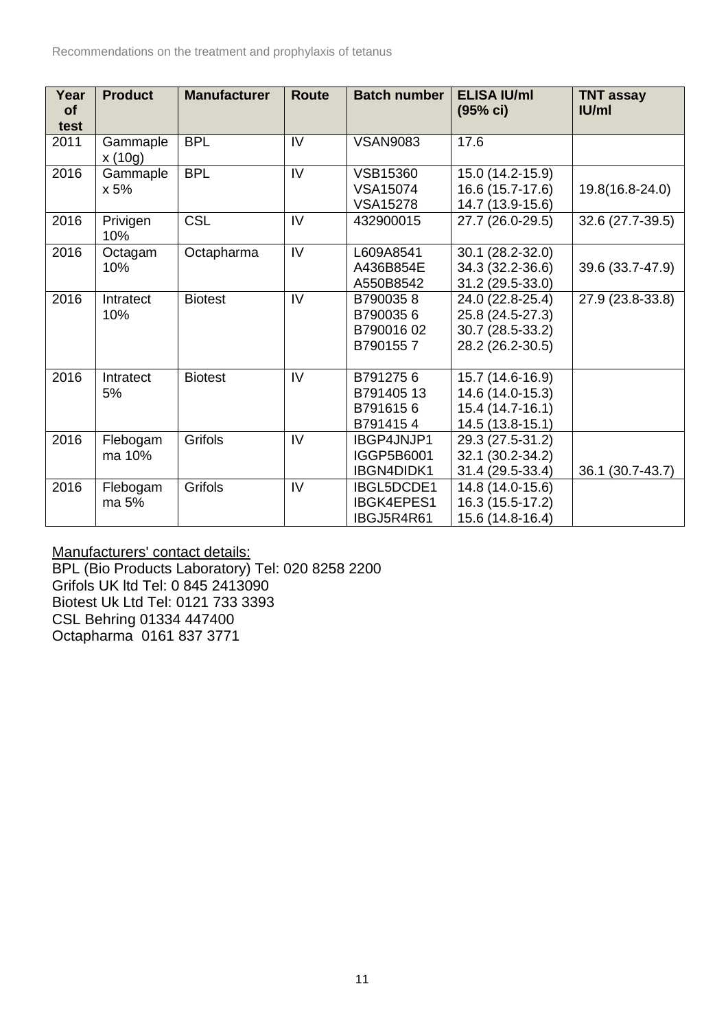| Year of test | Product | Manufacturer | Route | Batch number | ELISA IU/ml (95% ci) | TNT assay IU/ml |
|---|---|---|---|---|---|---|
| 2011 | Gammaplex (10g) | BPL | IV | VSAN9083 | 17.6 | |
| 2016 | Gammaplex 5% | BPL | IV | VSB15360<br>VSA15074<br>VSA15278 | 15.0 (14.2-15.9)<br>16.6 (15.7-17.6)<br>14.7 (13.9-15.6) | 19.8(16.8-24.0) |
| 2016 | Privigen 10% | CSL | IV | 432900015 | 27.7 (26.0-29.5) | 32.6 (27.7-39.5) |
| 2016 | Octagam 10% | Octapharma | IV | L609A8541<br>A436B854E<br>A550B8542 | 30.1 (28.2-32.0)<br>34.3 (32.2-36.6)<br>31.2 (29.5-33.0) | 39.6 (33.7-47.9) |
| 2016 | Intratect 10% | Biotest | IV | B790035 8<br>B790035 6<br>B790016 02<br>B790155 7 | 24.0 (22.8-25.4)<br>25.8 (24.5-27.3)<br>30.7 (28.5-33.2)<br>28.2 (26.2-30.5) | 27.9 (23.8-33.8) |
| 2016 | Intratect 5% | Biotest | IV | B791275 6<br>B791405 13<br>B791615 6<br>B791415 4 | 15.7 (14.6-16.9)<br>14.6 (14.0-15.3)<br>15.4 (14.7-16.1)<br>14.5 (13.8-15.1) | |
| 2016 | Flebogamma 10% | Grifols | IV | IBGP4JNJP1<br>IGGP5B6001<br>IBGN4DIDK1 | 29.3 (27.5-31.2)<br>32.1 (30.2-34.2)<br>31.4 (29.5-33.4) | 36.1 (30.7-43.7) |
| 2016 | Flebogamma 5% | Grifols | IV | IBGL5DCDE1<br>IBGK4EPES1<br>IBGJ5R4R61 | 14.8 (14.0-15.6)<br>16.3 (15.5-17.2)<br>15.6 (14.8-16.4) | |

Manufacturers' contact details:

BPL (Bio Products Laboratory) Tel: 020 8258 2200
Grifols UK ltd Tel: 0 845 2413090
Biotest Uk Ltd Tel: 0121 733 3393
CSL Behring 01334 447400
Octapharma 0161 837 3771